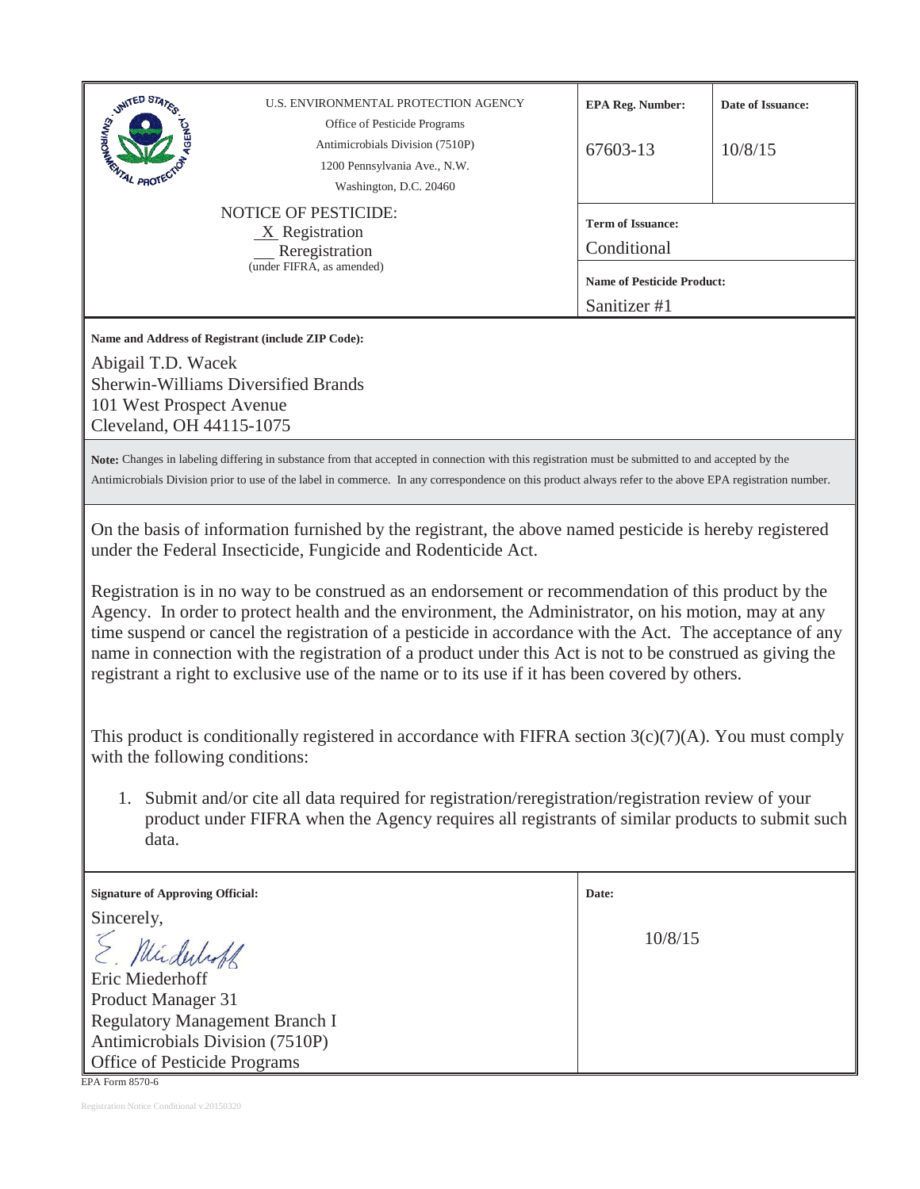U.S. ENVIRONMENTAL PROTECTION AGENCY
Office of Pesticide Programs
Antimicrobials Division (7510P)
1200 Pennsylvania Ave., N.W.
Washington, D.C. 20460

**NOTICE OF PESTICIDE:**
X Registration
__ Reregistration
(under FIFRA, as amended)

| **EPA Reg. Number:** | **Date of Issuance:** |
| --- | --- |
| 67603-13 | 10/8/15 |

**Term of Issuance:** Conditional

**Name of Pesticide Product:** Sanitizer #1

**Name and Address of Registrant (include ZIP Code):**

Abigail T.D. Wacek
Sherwin-Williams Diversified Brands
101 West Prospect Avenue
Cleveland, OH 44115-1075

**Note:** Changes in labeling differing in substance from that accepted in connection with this registration must be submitted to and accepted by the Antimicrobials Division prior to use of the label in commerce. In any correspondence on this product always refer to the above EPA registration number.

On the basis of information furnished by the registrant, the above named pesticide is hereby registered under the Federal Insecticide, Fungicide and Rodenticide Act.

Registration is in no way to be construed as an endorsement or recommendation of this product by the Agency. In order to protect health and the environment, the Administrator, on his motion, may at any time suspend or cancel the registration of a pesticide in accordance with the Act. The acceptance of any name in connection with the registration of a product under this Act is not to be construed as giving the registrant a right to exclusive use of the name or to its use if it has been covered by others.

This product is conditionally registered in accordance with FIFRA section 3(c)(7)(A). You must comply with the following conditions:

1. Submit and/or cite all data required for registration/reregistration/registration review of your product under FIFRA when the Agency requires all registrants of similar products to submit such data.

**Signature of Approving Official:**

Sincerely,

E. Miederhoff

Eric Miederhoff
Product Manager 31
Regulatory Management Branch I
Antimicrobials Division (7510P)
Office of Pesticide Programs

**Date:** 10/8/15

EPA Form 8570-6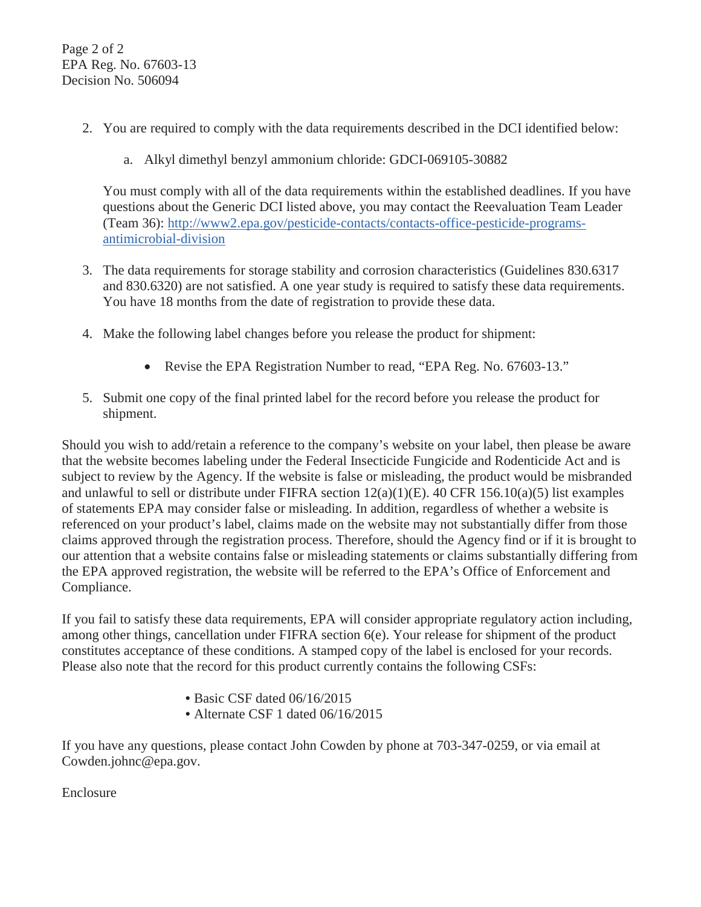Page 2 of 2
EPA Reg. No. 67603-13
Decision No. 506094

2. You are required to comply with the data requirements described in the DCI identified below:

    a. Alkyl dimethyl benzyl ammonium chloride: GDCI-069105-30882

    You must comply with all of the data requirements within the established deadlines. If you have questions about the Generic DCI listed above, you may contact the Reevaluation Team Leader (Team 36): [http://www2.epa.gov/pesticide-contacts/contacts-office-pesticide-programs-antimicrobial-division](http://www2.epa.gov/pesticide-contacts/contacts-office-pesticide-programs-antimicrobial-division)

3. The data requirements for storage stability and corrosion characteristics (Guidelines 830.6317 and 830.6320) are not satisfied. A one year study is required to satisfy these data requirements. You have 18 months from the date of registration to provide these data.

4. Make the following label changes before you release the product for shipment:

    - Revise the EPA Registration Number to read, "EPA Reg. No. 67603-13."

5. Submit one copy of the final printed label for the record before you release the product for shipment.

Should you wish to add/retain a reference to the company's website on your label, then please be aware that the website becomes labeling under the Federal Insecticide Fungicide and Rodenticide Act and is subject to review by the Agency. If the website is false or misleading, the product would be misbranded and unlawful to sell or distribute under FIFRA section 12(a)(1)(E). 40 CFR 156.10(a)(5) list examples of statements EPA may consider false or misleading. In addition, regardless of whether a website is referenced on your product's label, claims made on the website may not substantially differ from those claims approved through the registration process. Therefore, should the Agency find or if it is brought to our attention that a website contains false or misleading statements or claims substantially differing from the EPA approved registration, the website will be referred to the EPA's Office of Enforcement and Compliance.

If you fail to satisfy these data requirements, EPA will consider appropriate regulatory action including, among other things, cancellation under FIFRA section 6(e). Your release for shipment of the product constitutes acceptance of these conditions. A stamped copy of the label is enclosed for your records. Please also note that the record for this product currently contains the following CSFs:

- Basic CSF dated 06/16/2015
- Alternate CSF 1 dated 06/16/2015

If you have any questions, please contact John Cowden by phone at 703-347-0259, or via email at Cowden.johnc@epa.gov.

Enclosure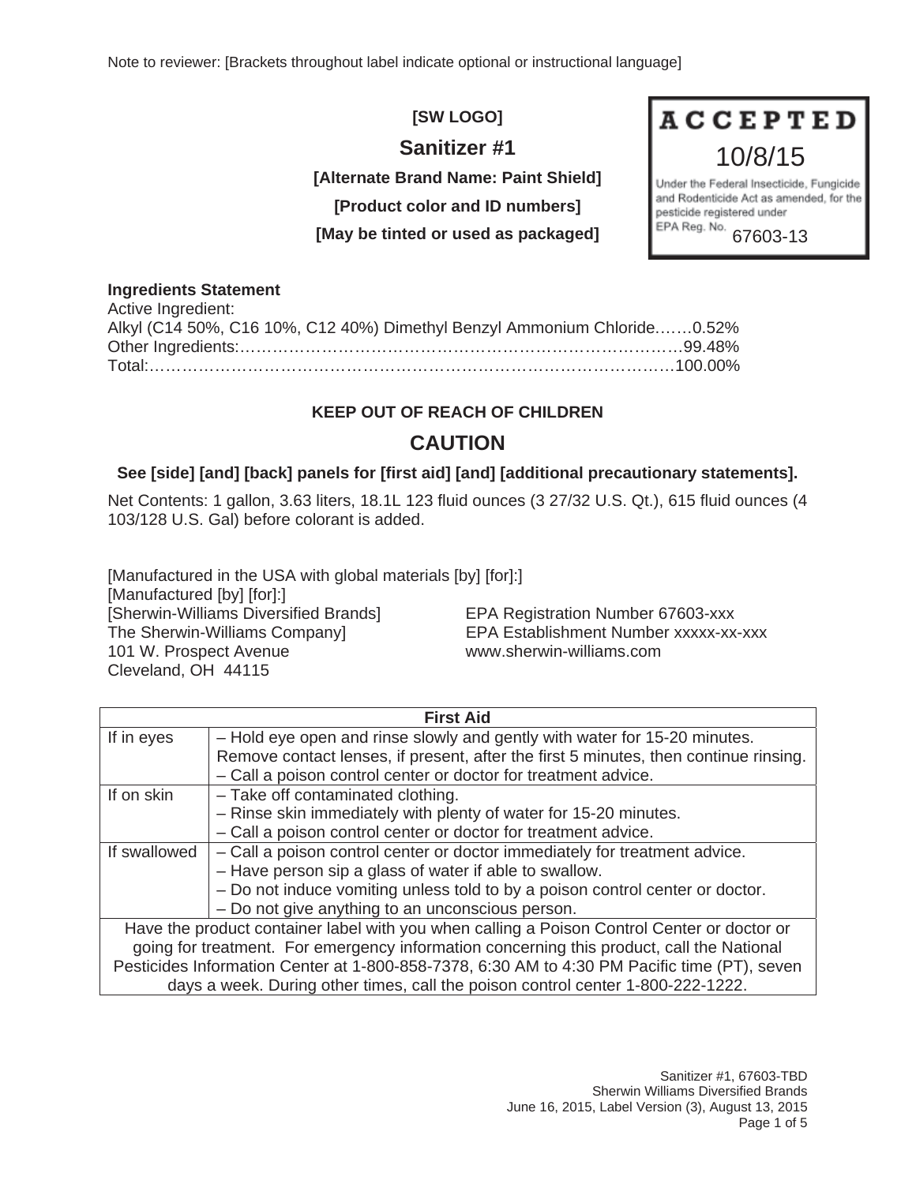Note to reviewer: [Brackets throughout label indicate optional or instructional language]

**[SW LOGO]**

## Sanitizer #1

**[Alternate Brand Name: Paint Shield]**

**[Product color and ID numbers]**

**[May be tinted or used as packaged]**

**ACCEPTED**
10/8/15
Under the Federal Insecticide, Fungicide and Rodenticide Act as amended, for the pesticide registered under EPA Reg. No. 67603-13

**Ingredients Statement**
Active Ingredient:
Alkyl (C14 50%, C16 10%, C12 40%) Dimethyl Benzyl Ammonium Chloride.……0.52%
Other Ingredients:……………………………………………………………………99.48%
Total:………………………………………………………………………………100.00%

**KEEP OUT OF REACH OF CHILDREN**

## CAUTION

**See [side] [and] [back] panels for [first aid] [and] [additional precautionary statements].**

Net Contents: 1 gallon, 3.63 liters, 18.1L 123 fluid ounces (3 27/32 U.S. Qt.), 615 fluid ounces (4 103/128 U.S. Gal) before colorant is added.

[Manufactured in the USA with global materials [by] [for]:]
[Manufactured [by] [for]:]
[Sherwin-Williams Diversified Brands]
The Sherwin-Williams Company]
101 W. Prospect Avenue
Cleveland, OH 44115

EPA Registration Number 67603-xxx
EPA Establishment Number xxxxx-xx-xxx
www.sherwin-williams.com

| First Aid | |
|---|---|
| If in eyes | – Hold eye open and rinse slowly and gently with water for 15-20 minutes. Remove contact lenses, if present, after the first 5 minutes, then continue rinsing.<br>– Call a poison control center or doctor for treatment advice. |
| If on skin | – Take off contaminated clothing.<br>– Rinse skin immediately with plenty of water for 15-20 minutes.<br>– Call a poison control center or doctor for treatment advice. |
| If swallowed | – Call a poison control center or doctor immediately for treatment advice.<br>– Have person sip a glass of water if able to swallow.<br>– Do not induce vomiting unless told to by a poison control center or doctor.<br>– Do not give anything to an unconscious person. |
| Have the product container label with you when calling a Poison Control Center or doctor or going for treatment. For emergency information concerning this product, call the National Pesticides Information Center at 1-800-858-7378, 6:30 AM to 4:30 PM Pacific time (PT), seven days a week. During other times, call the poison control center 1-800-222-1222. | |

Sanitizer #1, 67603-TBD
Sherwin Williams Diversified Brands
June 16, 2015, Label Version (3), August 13, 2015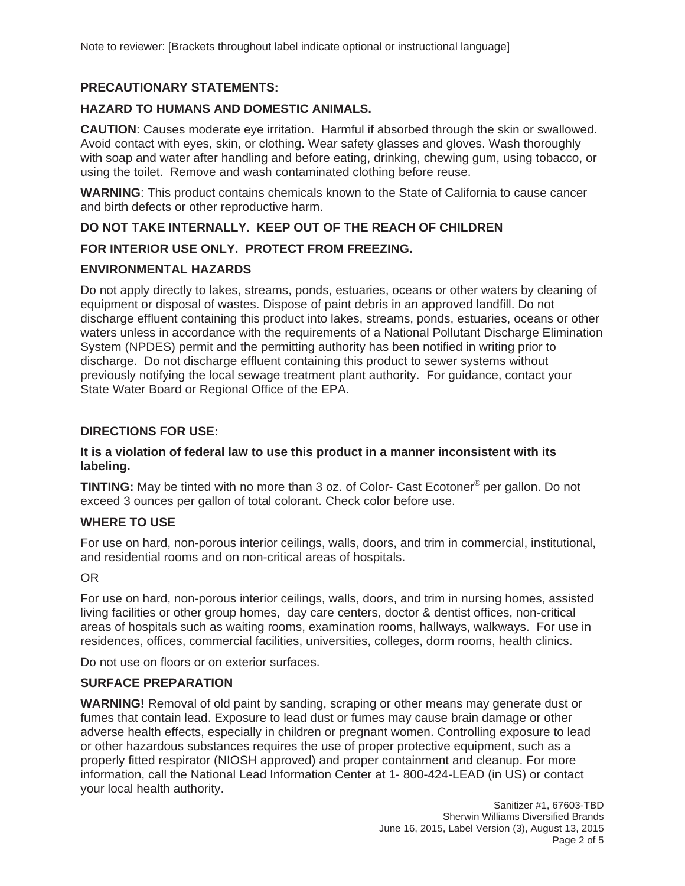Note to reviewer: [Brackets throughout label indicate optional or instructional language]

**PRECAUTIONARY STATEMENTS:**

**HAZARD TO HUMANS AND DOMESTIC ANIMALS.**

**CAUTION**: Causes moderate eye irritation. Harmful if absorbed through the skin or swallowed. Avoid contact with eyes, skin, or clothing. Wear safety glasses and gloves. Wash thoroughly with soap and water after handling and before eating, drinking, chewing gum, using tobacco, or using the toilet. Remove and wash contaminated clothing before reuse.

**WARNING**: This product contains chemicals known to the State of California to cause cancer and birth defects or other reproductive harm.

**DO NOT TAKE INTERNALLY. KEEP OUT OF THE REACH OF CHILDREN**

**FOR INTERIOR USE ONLY. PROTECT FROM FREEZING.**

**ENVIRONMENTAL HAZARDS**

Do not apply directly to lakes, streams, ponds, estuaries, oceans or other waters by cleaning of equipment or disposal of wastes. Dispose of paint debris in an approved landfill. Do not discharge effluent containing this product into lakes, streams, ponds, estuaries, oceans or other waters unless in accordance with the requirements of a National Pollutant Discharge Elimination System (NPDES) permit and the permitting authority has been notified in writing prior to discharge. Do not discharge effluent containing this product to sewer systems without previously notifying the local sewage treatment plant authority. For guidance, contact your State Water Board or Regional Office of the EPA.

**DIRECTIONS FOR USE:**

**It is a violation of federal law to use this product in a manner inconsistent with its labeling.**

**TINTING:** May be tinted with no more than 3 oz. of Color- Cast Ecotoner® per gallon. Do not exceed 3 ounces per gallon of total colorant. Check color before use.

**WHERE TO USE**

For use on hard, non-porous interior ceilings, walls, doors, and trim in commercial, institutional, and residential rooms and on non-critical areas of hospitals.

OR

For use on hard, non-porous interior ceilings, walls, doors, and trim in nursing homes, assisted living facilities or other group homes, day care centers, doctor & dentist offices, non-critical areas of hospitals such as waiting rooms, examination rooms, hallways, walkways. For use in residences, offices, commercial facilities, universities, colleges, dorm rooms, health clinics.

Do not use on floors or on exterior surfaces.

**SURFACE PREPARATION**

**WARNING!** Removal of old paint by sanding, scraping or other means may generate dust or fumes that contain lead. Exposure to lead dust or fumes may cause brain damage or other adverse health effects, especially in children or pregnant women. Controlling exposure to lead or other hazardous substances requires the use of proper protective equipment, such as a properly fitted respirator (NIOSH approved) and proper containment and cleanup. For more information, call the National Lead Information Center at 1- 800-424-LEAD (in US) or contact your local health authority.

Sanitizer #1, 67603-TBD
Sherwin Williams Diversified Brands
June 16, 2015, Label Version (3), August 13, 2015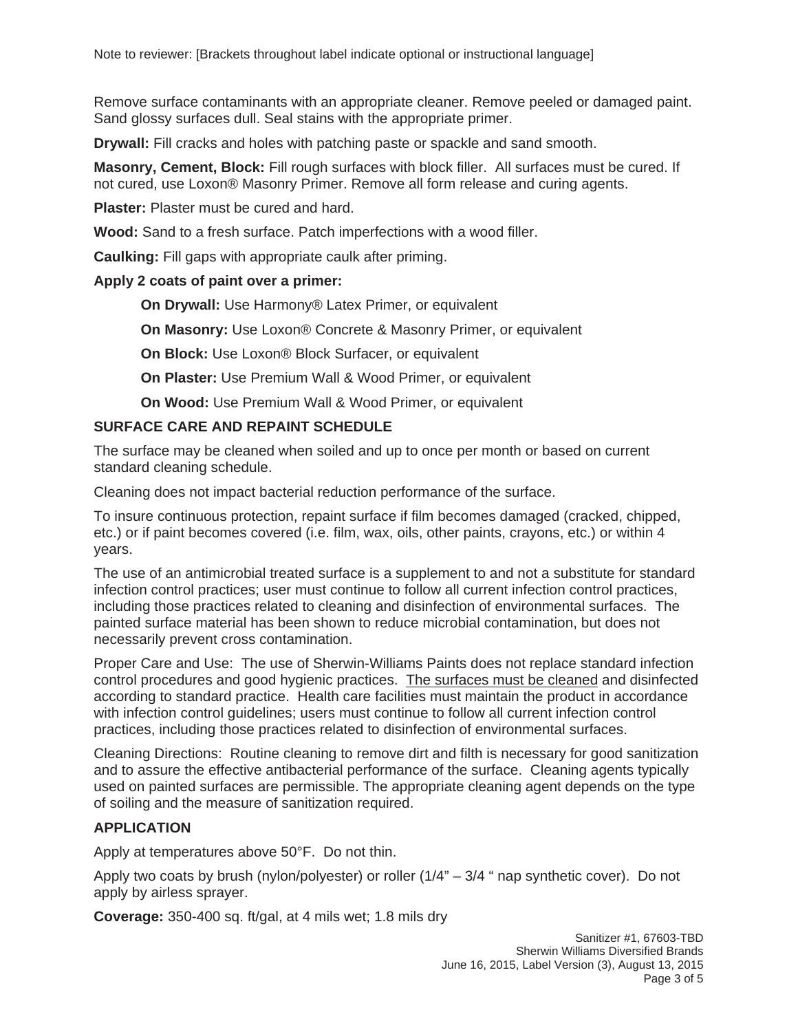Note to reviewer: [Brackets throughout label indicate optional or instructional language]

Remove surface contaminants with an appropriate cleaner. Remove peeled or damaged paint. Sand glossy surfaces dull. Seal stains with the appropriate primer.

**Drywall:** Fill cracks and holes with patching paste or spackle and sand smooth.

**Masonry, Cement, Block:** Fill rough surfaces with block filler. All surfaces must be cured. If not cured, use Loxon® Masonry Primer. Remove all form release and curing agents.

**Plaster:** Plaster must be cured and hard.

**Wood:** Sand to a fresh surface. Patch imperfections with a wood filler.

**Caulking:** Fill gaps with appropriate caulk after priming.

**Apply 2 coats of paint over a primer:**

- **On Drywall:** Use Harmony® Latex Primer, or equivalent
- **On Masonry:** Use Loxon® Concrete & Masonry Primer, or equivalent
- **On Block:** Use Loxon® Block Surfacer, or equivalent
- **On Plaster:** Use Premium Wall & Wood Primer, or equivalent
- **On Wood:** Use Premium Wall & Wood Primer, or equivalent

## SURFACE CARE AND REPAINT SCHEDULE

The surface may be cleaned when soiled and up to once per month or based on current standard cleaning schedule.

Cleaning does not impact bacterial reduction performance of the surface.

To insure continuous protection, repaint surface if film becomes damaged (cracked, chipped, etc.) or if paint becomes covered (i.e. film, wax, oils, other paints, crayons, etc.) or within 4 years.

The use of an antimicrobial treated surface is a supplement to and not a substitute for standard infection control practices; user must continue to follow all current infection control practices, including those practices related to cleaning and disinfection of environmental surfaces. The painted surface material has been shown to reduce microbial contamination, but does not necessarily prevent cross contamination.

Proper Care and Use: The use of Sherwin-Williams Paints does not replace standard infection control procedures and good hygienic practices. <u>The surfaces must be cleaned</u> and disinfected according to standard practice. Health care facilities must maintain the product in accordance with infection control guidelines; users must continue to follow all current infection control practices, including those practices related to disinfection of environmental surfaces.

Cleaning Directions: Routine cleaning to remove dirt and filth is necessary for good sanitization and to assure the effective antibacterial performance of the surface. Cleaning agents typically used on painted surfaces are permissible. The appropriate cleaning agent depends on the type of soiling and the measure of sanitization required.

## APPLICATION

Apply at temperatures above 50°F. Do not thin.

Apply two coats by brush (nylon/polyester) or roller (1/4" – 3/4 " nap synthetic cover). Do not apply by airless sprayer.

**Coverage:** 350-400 sq. ft/gal, at 4 mils wet; 1.8 mils dry

Sanitizer #1, 67603-TBD
Sherwin Williams Diversified Brands
June 16, 2015, Label Version (3), August 13, 2015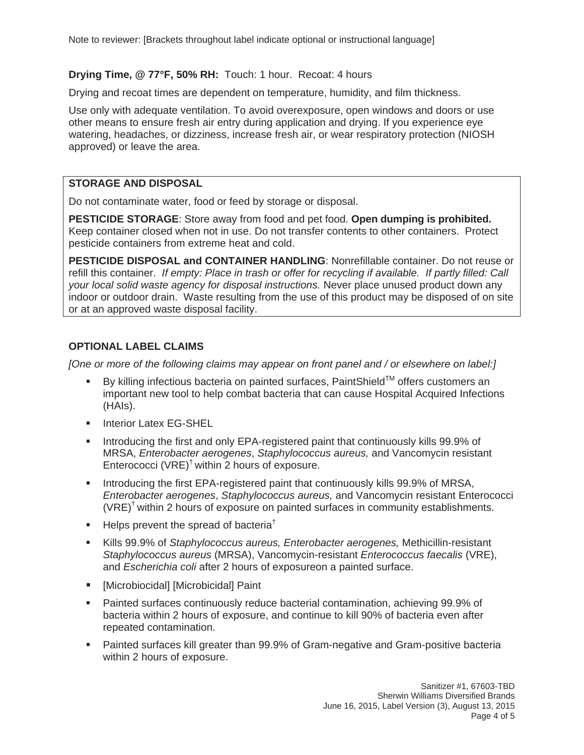Note to reviewer: [Brackets throughout label indicate optional or instructional language]

**Drying Time, @ 77°F, 50% RH:** Touch: 1 hour. Recoat: 4 hours

Drying and recoat times are dependent on temperature, humidity, and film thickness.

Use only with adequate ventilation. To avoid overexposure, open windows and doors or use other means to ensure fresh air entry during application and drying. If you experience eye watering, headaches, or dizziness, increase fresh air, or wear respiratory protection (NIOSH approved) or leave the area.

**STORAGE AND DISPOSAL**

Do not contaminate water, food or feed by storage or disposal.

**PESTICIDE STORAGE**: Store away from food and pet food. **Open dumping is prohibited.** Keep container closed when not in use. Do not transfer contents to other containers. Protect pesticide containers from extreme heat and cold.

**PESTICIDE DISPOSAL and CONTAINER HANDLING**: Nonrefillable container. Do not reuse or refill this container. *If empty: Place in trash or offer for recycling if available. If partly filled: Call your local solid waste agency for disposal instructions.* Never place unused product down any indoor or outdoor drain. Waste resulting from the use of this product may be disposed of on site or at an approved waste disposal facility.

**OPTIONAL LABEL CLAIMS**

*[One or more of the following claims may appear on front panel and / or elsewhere on label:]*

- By killing infectious bacteria on painted surfaces, PaintShield™ offers customers an important new tool to help combat bacteria that can cause Hospital Acquired Infections (HAIs).
- Interior Latex EG-SHEL
- Introducing the first and only EPA-registered paint that continuously kills 99.9% of MRSA, *Enterobacter aerogenes*, *Staphylococcus aureus,* and Vancomycin resistant Enterococci (VRE)† within 2 hours of exposure.
- Introducing the first EPA-registered paint that continuously kills 99.9% of MRSA, *Enterobacter aerogenes*, *Staphylococcus aureus,* and Vancomycin resistant Enterococci (VRE)† within 2 hours of exposure on painted surfaces in community establishments.
- Helps prevent the spread of bacteria†
- Kills 99.9% of *Staphylococcus aureus, Enterobacter aerogenes,* Methicillin-resistant *Staphylococcus aureus* (MRSA), Vancomycin-resistant *Enterococcus faecalis* (VRE), and *Escherichia coli* after 2 hours of exposureon a painted surface.
- [Microbiocidal] [Microbicidal] Paint
- Painted surfaces continuously reduce bacterial contamination, achieving 99.9% of bacteria within 2 hours of exposure, and continue to kill 90% of bacteria even after repeated contamination.
- Painted surfaces kill greater than 99.9% of Gram-negative and Gram-positive bacteria within 2 hours of exposure.

Sanitizer #1, 67603-TBD
Sherwin Williams Diversified Brands
June 16, 2015, Label Version (3), August 13, 2015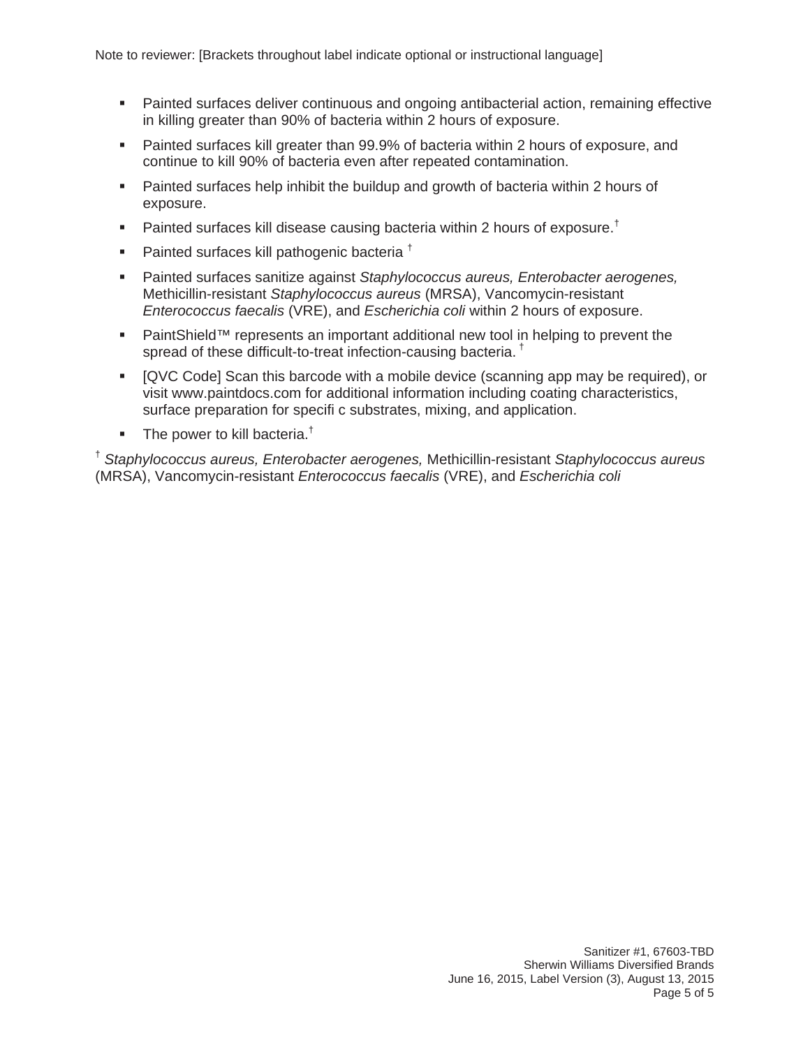Note to reviewer: [Brackets throughout label indicate optional or instructional language]

- Painted surfaces deliver continuous and ongoing antibacterial action, remaining effective in killing greater than 90% of bacteria within 2 hours of exposure.
- Painted surfaces kill greater than 99.9% of bacteria within 2 hours of exposure, and continue to kill 90% of bacteria even after repeated contamination.
- Painted surfaces help inhibit the buildup and growth of bacteria within 2 hours of exposure.
- Painted surfaces kill disease causing bacteria within 2 hours of exposure.[†]
- Painted surfaces kill pathogenic bacteria [†]
- Painted surfaces sanitize against *Staphylococcus aureus, Enterobacter aerogenes,* Methicillin-resistant *Staphylococcus aureus* (MRSA), Vancomycin-resistant *Enterococcus faecalis* (VRE), and *Escherichia coli* within 2 hours of exposure.
- PaintShield™ represents an important additional new tool in helping to prevent the spread of these difficult-to-treat infection-causing bacteria. [†]
- [QVC Code] Scan this barcode with a mobile device (scanning app may be required), or visit www.paintdocs.com for additional information including coating characteristics, surface preparation for specifi c substrates, mixing, and application.
- The power to kill bacteria.[†]

[†] *Staphylococcus aureus, Enterobacter aerogenes,* Methicillin-resistant *Staphylococcus aureus* (MRSA), Vancomycin-resistant *Enterococcus faecalis* (VRE), and *Escherichia coli*

Sanitizer #1, 67603-TBD
Sherwin Williams Diversified Brands
June 16, 2015, Label Version (3), August 13, 2015